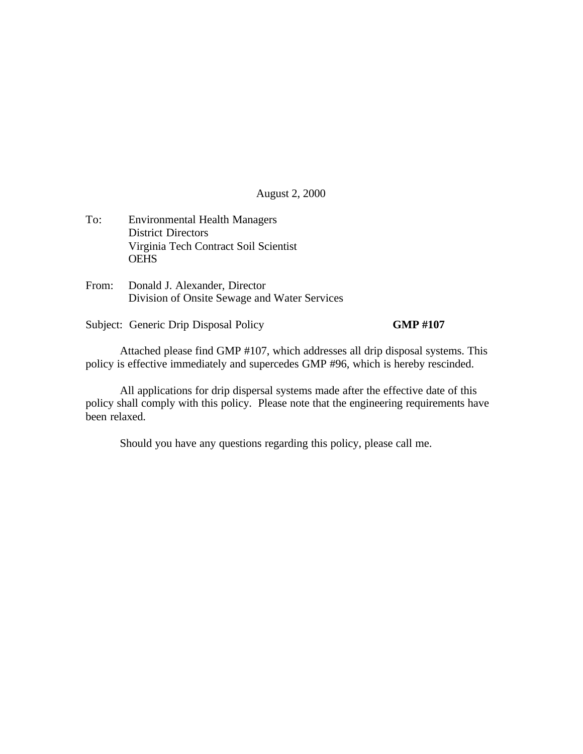August 2, 2000

To: Environmental Health Managers
District Directors
Virginia Tech Contract Soil Scientist
OEHS

From: Donald J. Alexander, Director
Division of Onsite Sewage and Water Services

Subject: Generic Drip Disposal Policy **GMP #107**

Attached please find GMP #107, which addresses all drip disposal systems. This policy is effective immediately and supercedes GMP #96, which is hereby rescinded.

All applications for drip dispersal systems made after the effective date of this policy shall comply with this policy. Please note that the engineering requirements have been relaxed.

Should you have any questions regarding this policy, please call me.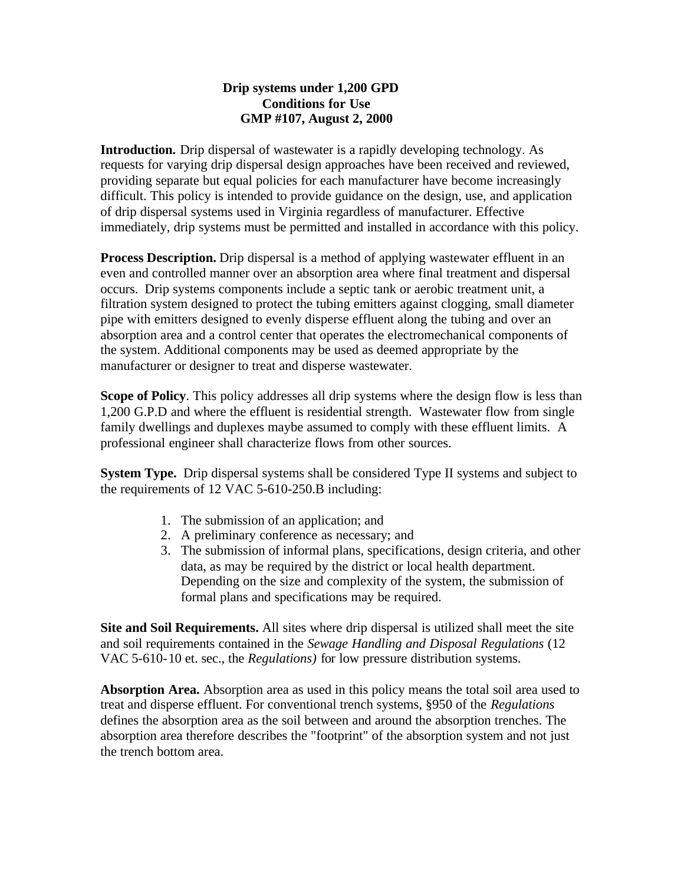**Drip systems under 1,200 GPD**
**Conditions for Use**
**GMP #107, August 2, 2000**

**Introduction.** Drip dispersal of wastewater is a rapidly developing technology. As requests for varying drip dispersal design approaches have been received and reviewed, providing separate but equal policies for each manufacturer have become increasingly difficult. This policy is intended to provide guidance on the design, use, and application of drip dispersal systems used in Virginia regardless of manufacturer. Effective immediately, drip systems must be permitted and installed in accordance with this policy.

**Process Description.** Drip dispersal is a method of applying wastewater effluent in an even and controlled manner over an absorption area where final treatment and dispersal occurs. Drip systems components include a septic tank or aerobic treatment unit, a filtration system designed to protect the tubing emitters against clogging, small diameter pipe with emitters designed to evenly disperse effluent along the tubing and over an absorption area and a control center that operates the electromechanical components of the system. Additional components may be used as deemed appropriate by the manufacturer or designer to treat and disperse wastewater.

**Scope of Policy**. This policy addresses all drip systems where the design flow is less than 1,200 G.P.D and where the effluent is residential strength. Wastewater flow from single family dwellings and duplexes maybe assumed to comply with these effluent limits. A professional engineer shall characterize flows from other sources.

**System Type.** Drip dispersal systems shall be considered Type II systems and subject to the requirements of 12 VAC 5-610-250.B including:

1. The submission of an application; and
2. A preliminary conference as necessary; and
3. The submission of informal plans, specifications, design criteria, and other data, as may be required by the district or local health department. Depending on the size and complexity of the system, the submission of formal plans and specifications may be required.

**Site and Soil Requirements.** All sites where drip dispersal is utilized shall meet the site and soil requirements contained in the *Sewage Handling and Disposal Regulations* (12 VAC 5-610-10 et. sec., the *Regulations)* for low pressure distribution systems.

**Absorption Area.** Absorption area as used in this policy means the total soil area used to treat and disperse effluent. For conventional trench systems, §950 of the *Regulations* defines the absorption area as the soil between and around the absorption trenches. The absorption area therefore describes the "footprint" of the absorption system and not just the trench bottom area.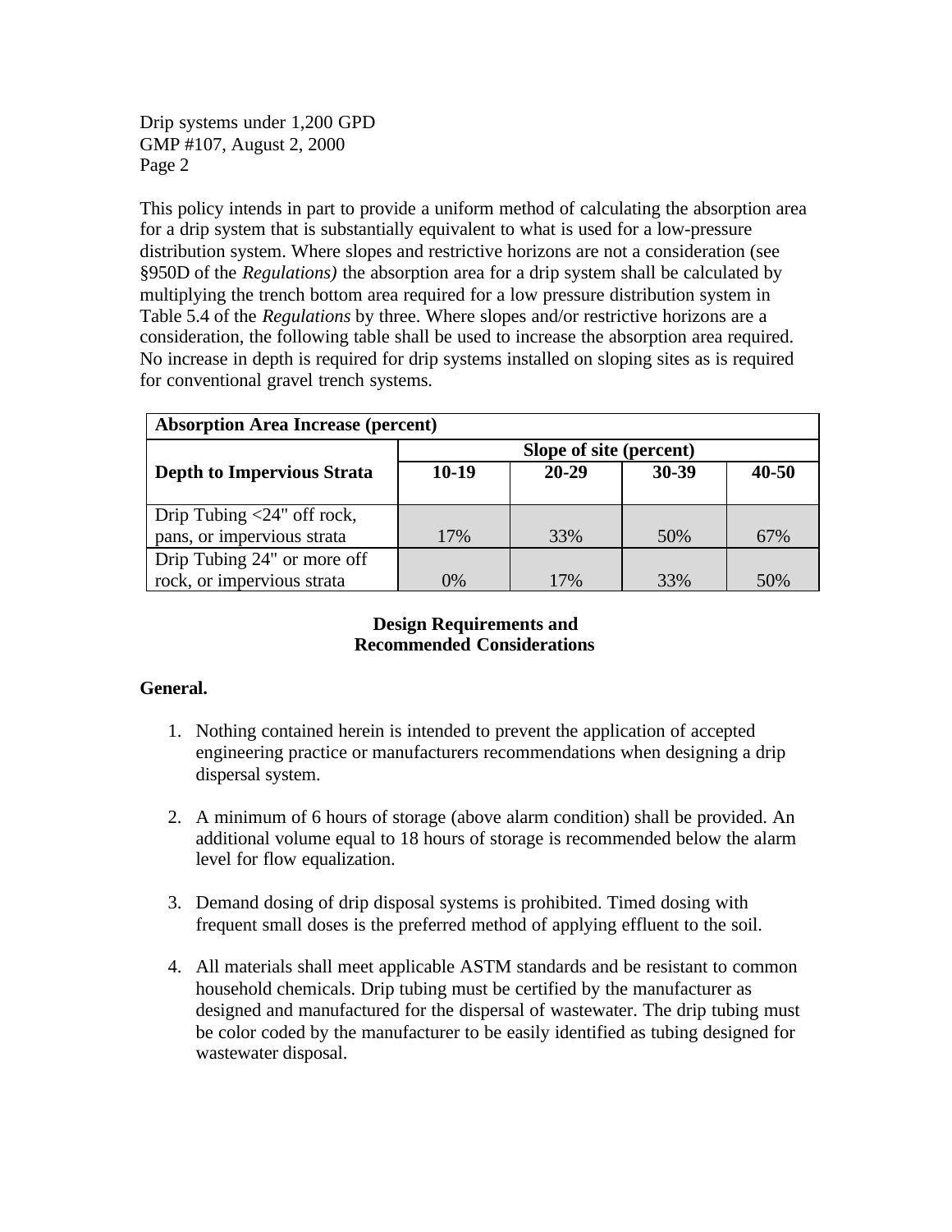This policy intends in part to provide a uniform method of calculating the absorption area for a drip system that is substantially equivalent to what is used for a low-pressure distribution system. Where slopes and restrictive horizons are not a consideration (see §950D of the *Regulations)* the absorption area for a drip system shall be calculated by multiplying the trench bottom area required for a low pressure distribution system in Table 5.4 of the *Regulations* by three. Where slopes and/or restrictive horizons are a consideration, the following table shall be used to increase the absorption area required. No increase in depth is required for drip systems installed on sloping sites as is required for conventional gravel trench systems.

| **Absorption Area Increase (percent)** | | | | |
|---|---|---|---|---|
| | **Slope of site (percent)** | | | |
| **Depth to Impervious Strata** | **10-19** | **20-29** | **30-39** | **40-50** |
| Drip Tubing <24" off rock, pans, or impervious strata | 17% | 33% | 50% | 67% |
| Drip Tubing 24" or more off rock, or impervious strata | 0% | 17% | 33% | 50% |

**Design Requirements and Recommended Considerations**

**General.**

1. Nothing contained herein is intended to prevent the application of accepted engineering practice or manufacturers recommendations when designing a drip dispersal system.

2. A minimum of 6 hours of storage (above alarm condition) shall be provided. An additional volume equal to 18 hours of storage is recommended below the alarm level for flow equalization.

3. Demand dosing of drip disposal systems is prohibited. Timed dosing with frequent small doses is the preferred method of applying effluent to the soil.

4. All materials shall meet applicable ASTM standards and be resistant to common household chemicals. Drip tubing must be certified by the manufacturer as designed and manufactured for the dispersal of wastewater. The drip tubing must be color coded by the manufacturer to be easily identified as tubing designed for wastewater disposal.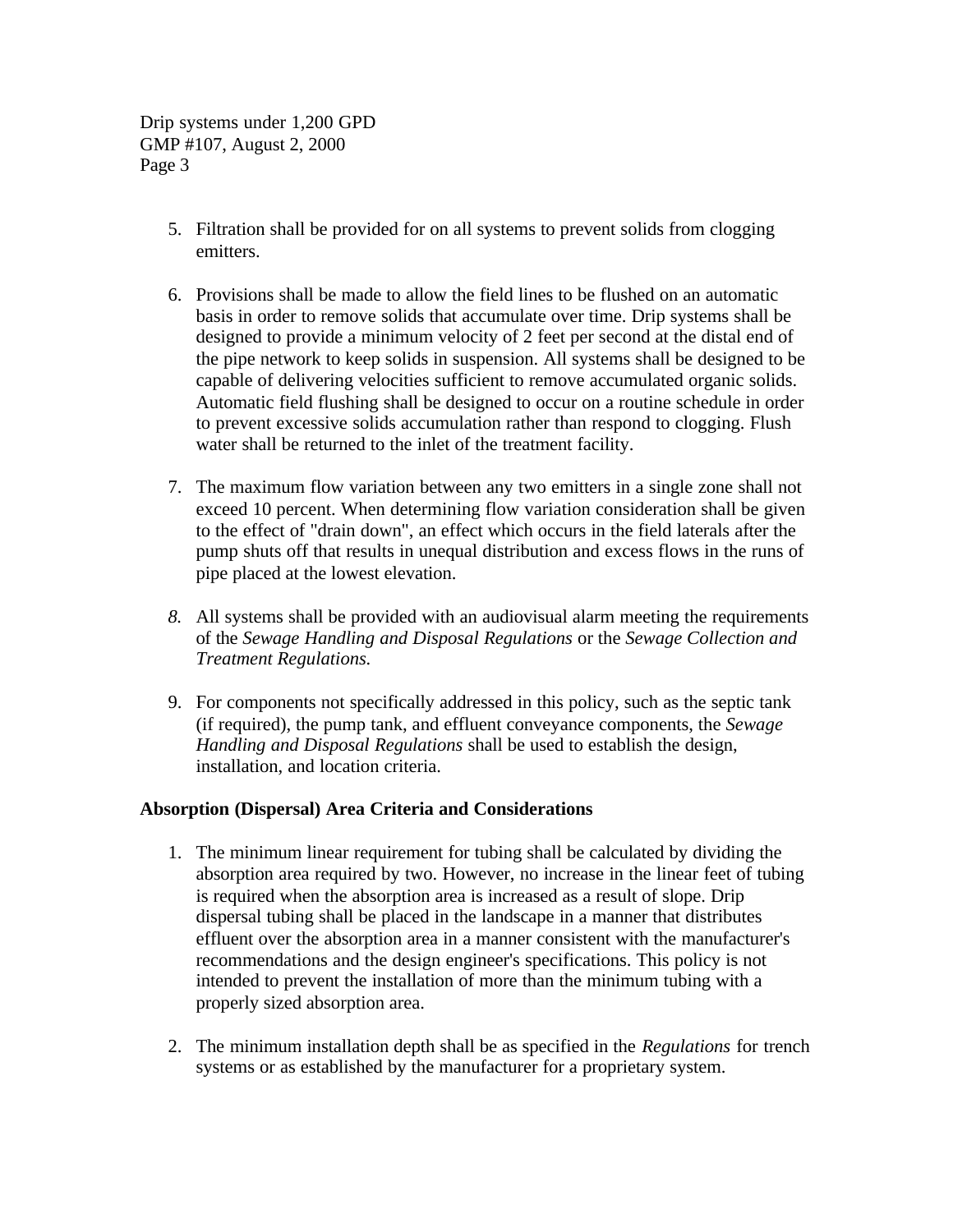5. Filtration shall be provided for on all systems to prevent solids from clogging emitters.

6. Provisions shall be made to allow the field lines to be flushed on an automatic basis in order to remove solids that accumulate over time. Drip systems shall be designed to provide a minimum velocity of 2 feet per second at the distal end of the pipe network to keep solids in suspension. All systems shall be designed to be capable of delivering velocities sufficient to remove accumulated organic solids. Automatic field flushing shall be designed to occur on a routine schedule in order to prevent excessive solids accumulation rather than respond to clogging. Flush water shall be returned to the inlet of the treatment facility.

7. The maximum flow variation between any two emitters in a single zone shall not exceed 10 percent. When determining flow variation consideration shall be given to the effect of "drain down", an effect which occurs in the field laterals after the pump shuts off that results in unequal distribution and excess flows in the runs of pipe placed at the lowest elevation.

8. All systems shall be provided with an audiovisual alarm meeting the requirements of the *Sewage Handling and Disposal Regulations* or the *Sewage Collection and Treatment Regulations.*

9. For components not specifically addressed in this policy, such as the septic tank (if required), the pump tank, and effluent conveyance components, the *Sewage Handling and Disposal Regulations* shall be used to establish the design, installation, and location criteria.

**Absorption (Dispersal) Area Criteria and Considerations**

1. The minimum linear requirement for tubing shall be calculated by dividing the absorption area required by two. However, no increase in the linear feet of tubing is required when the absorption area is increased as a result of slope. Drip dispersal tubing shall be placed in the landscape in a manner that distributes effluent over the absorption area in a manner consistent with the manufacturer's recommendations and the design engineer's specifications. This policy is not intended to prevent the installation of more than the minimum tubing with a properly sized absorption area.

2. The minimum installation depth shall be as specified in the *Regulations* for trench systems or as established by the manufacturer for a proprietary system.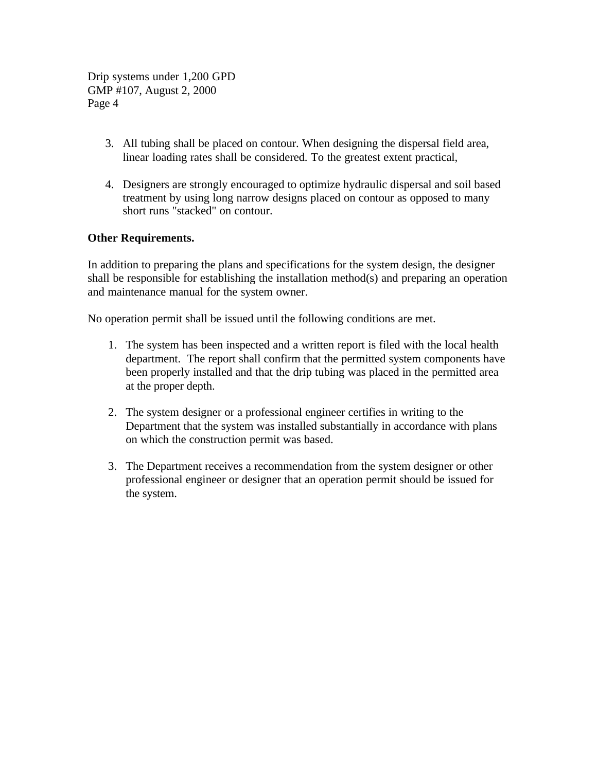3. All tubing shall be placed on contour. When designing the dispersal field area, linear loading rates shall be considered. To the greatest extent practical,

4. Designers are strongly encouraged to optimize hydraulic dispersal and soil based treatment by using long narrow designs placed on contour as opposed to many short runs "stacked" on contour.

**Other Requirements.**

In addition to preparing the plans and specifications for the system design, the designer shall be responsible for establishing the installation method(s) and preparing an operation and maintenance manual for the system owner.

No operation permit shall be issued until the following conditions are met.

1. The system has been inspected and a written report is filed with the local health department. The report shall confirm that the permitted system components have been properly installed and that the drip tubing was placed in the permitted area at the proper depth.

2. The system designer or a professional engineer certifies in writing to the Department that the system was installed substantially in accordance with plans on which the construction permit was based.

3. The Department receives a recommendation from the system designer or other professional engineer or designer that an operation permit should be issued for the system.